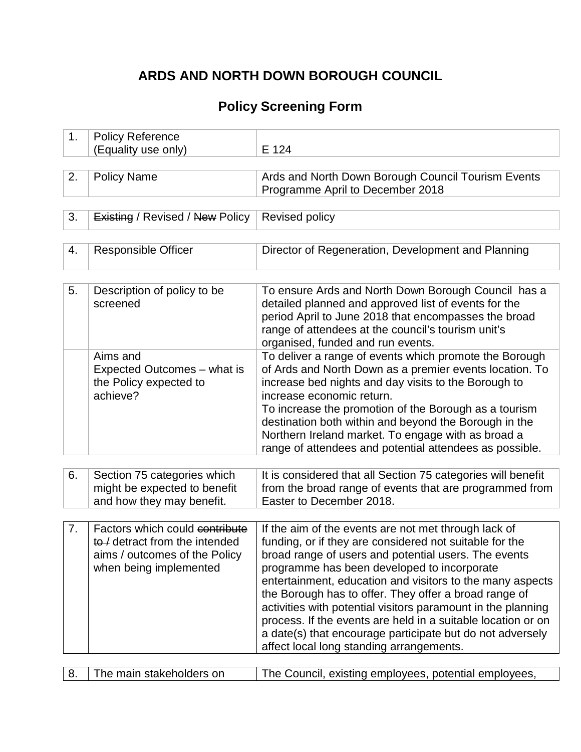# ARDS AND NORTH DOWN BOROUGH COUNCIL

## Policy Screening Form

| | | |
|---|---|---|
| 1. | Policy Reference (Equality use only) | E 124 |
| 2. | Policy Name | Ards and North Down Borough Council Tourism Events Programme April to December 2018 |
| 3. | ~~Existing~~ / Revised / ~~New~~ Policy | Revised policy |
| 4. | Responsible Officer | Director of Regeneration, Development and Planning |
| 5. | Description of policy to be screened | To ensure Ards and North Down Borough Council has a detailed planned and approved list of events for the period April to June 2018 that encompasses the broad range of attendees at the council's tourism unit's organised, funded and run events. |
| | Aims and Expected Outcomes – what is the Policy expected to achieve? | To deliver a range of events which promote the Borough of Ards and North Down as a premier events location. To increase bed nights and day visits to the Borough to increase economic return. To increase the promotion of the Borough as a tourism destination both within and beyond the Borough in the Northern Ireland market. To engage with as broad a range of attendees and potential attendees as possible. |
| 6. | Section 75 categories which might be expected to benefit and how they may benefit. | It is considered that all Section 75 categories will benefit from the broad range of events that are programmed from Easter to December 2018. |
| 7. | Factors which could ~~contribute to /~~ detract from the intended aims / outcomes of the Policy when being implemented | If the aim of the events are not met through lack of funding, or if they are considered not suitable for the broad range of users and potential users. The events programme has been developed to incorporate entertainment, education and visitors to the many aspects the Borough has to offer. They offer a broad range of activities with potential visitors paramount in the planning process. If the events are held in a suitable location or on a date(s) that encourage participate but do not adversely affect local long standing arrangements. |
| 8. | The main stakeholders on | The Council, existing employees, potential employees, |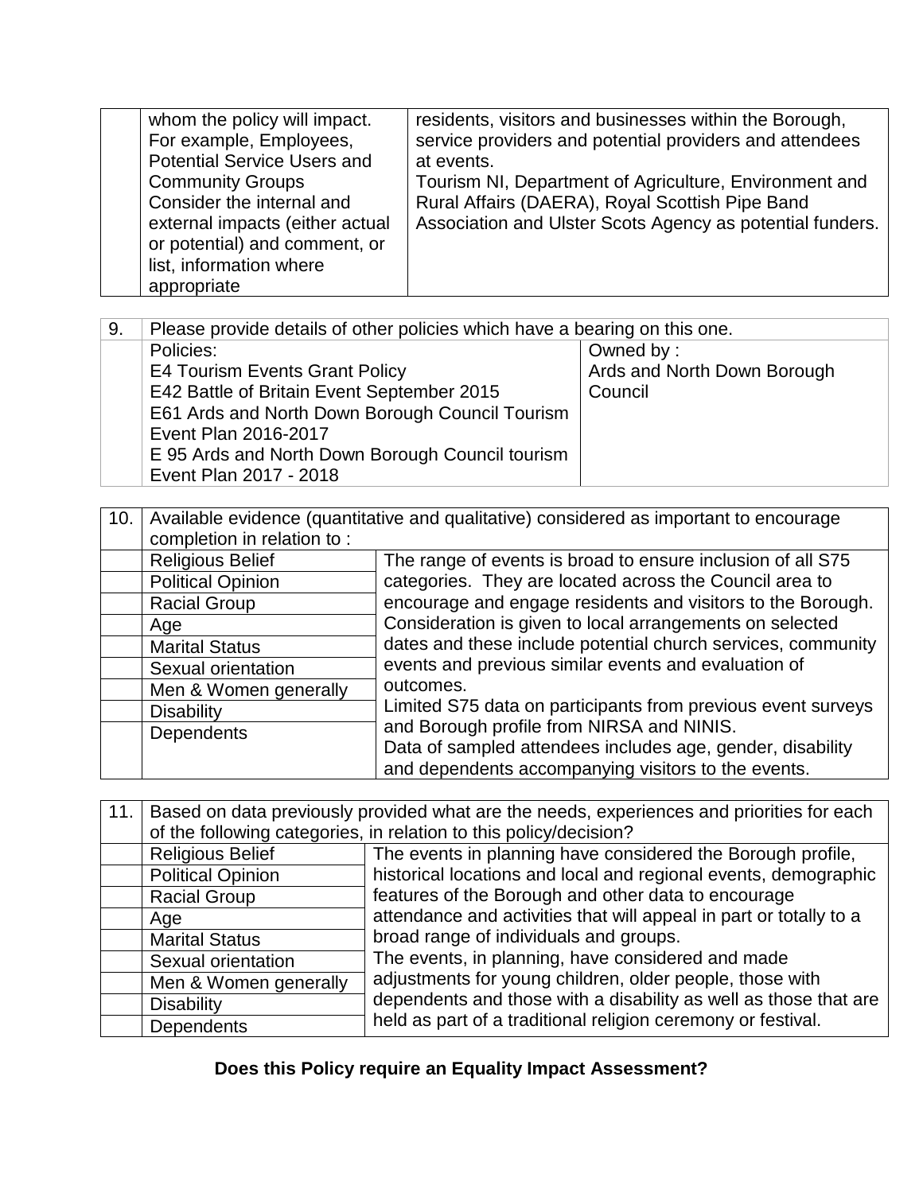| | | |
|---|---|---|
| | whom the policy will impact. For example, Employees, Potential Service Users and Community Groups Consider the internal and external impacts (either actual or potential) and comment, or list, information where appropriate | residents, visitors and businesses within the Borough, service providers and potential providers and attendees at events. Tourism NI, Department of Agriculture, Environment and Rural Affairs (DAERA), Royal Scottish Pipe Band Association and Ulster Scots Agency as potential funders. |

| 9. | Please provide details of other policies which have a bearing on this one. | |
|---|---|---|
| | Policies: E4 Tourism Events Grant Policy E42 Battle of Britain Event September 2015 E61 Ards and North Down Borough Council Tourism Event Plan 2016-2017 E 95 Ards and North Down Borough Council tourism Event Plan 2017 - 2018 | Owned by : Ards and North Down Borough Council |

| 10. | Available evidence (quantitative and qualitative) considered as important to encourage completion in relation to : | |
|---|---|---|
| | Religious Belief | The range of events is broad to ensure inclusion of all S75 categories. They are located across the Council area to encourage and engage residents and visitors to the Borough. Consideration is given to local arrangements on selected dates and these include potential church services, community events and previous similar events and evaluation of outcomes. Limited S75 data on participants from previous event surveys and Borough profile from NIRSA and NINIS. Data of sampled attendees includes age, gender, disability and dependents accompanying visitors to the events. |
| | Political Opinion | |
| | Racial Group | |
| | Age | |
| | Marital Status | |
| | Sexual orientation | |
| | Men & Women generally | |
| | Disability | |
| | Dependents | |

| 11. | Based on data previously provided what are the needs, experiences and priorities for each of the following categories, in relation to this policy/decision? | |
|---|---|---|
| | Religious Belief | The events in planning have considered the Borough profile, historical locations and local and regional events, demographic features of the Borough and other data to encourage attendance and activities that will appeal in part or totally to a broad range of individuals and groups. The events, in planning, have considered and made adjustments for young children, older people, those with dependents and those with a disability as well as those that are held as part of a traditional religion ceremony or festival. |
| | Political Opinion | |
| | Racial Group | |
| | Age | |
| | Marital Status | |
| | Sexual orientation | |
| | Men & Women generally | |
| | Disability | |
| | Dependents | |

**Does this Policy require an Equality Impact Assessment?**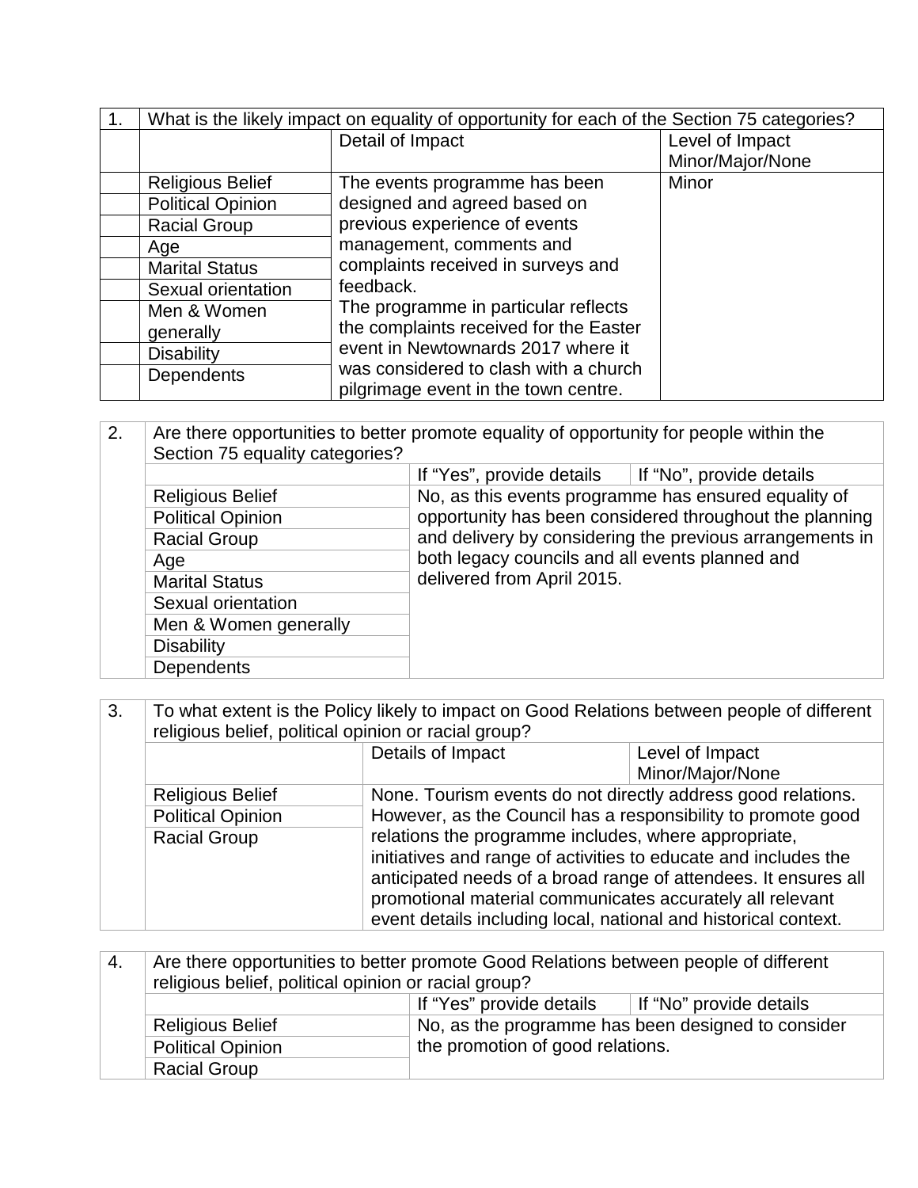| 1. | What is the likely impact on equality of opportunity for each of the Section 75 categories? | | |
|---|---|---|---|
| | | Detail of Impact | Level of Impact Minor/Major/None |
| | Religious Belief | The events programme has been designed and agreed based on previous experience of events management, comments and complaints received in surveys and feedback. The programme in particular reflects the complaints received for the Easter event in Newtownards 2017 where it was considered to clash with a church pilgrimage event in the town centre. | Minor |
| | Political Opinion | | |
| | Racial Group | | |
| | Age | | |
| | Marital Status | | |
| | Sexual orientation | | |
| | Men & Women generally | | |
| | Disability | | |
| | Dependents | | |

| 2. | Are there opportunities to better promote equality of opportunity for people within the Section 75 equality categories? | | |
|---|---|---|---|
| | | If "Yes", provide details | If "No", provide details |
| | Religious Belief | No, as this events programme has ensured equality of opportunity has been considered throughout the planning and delivery by considering the previous arrangements in both legacy councils and all events planned and delivered from April 2015. | |
| | Political Opinion | | |
| | Racial Group | | |
| | Age | | |
| | Marital Status | | |
| | Sexual orientation | | |
| | Men & Women generally | | |
| | Disability | | |
| | Dependents | | |

| 3. | To what extent is the Policy likely to impact on Good Relations between people of different religious belief, political opinion or racial group? | | |
|---|---|---|---|
| | | Details of Impact | Level of Impact Minor/Major/None |
| | Religious Belief | None. Tourism events do not directly address good relations. However, as the Council has a responsibility to promote good relations the programme includes, where appropriate, initiatives and range of activities to educate and includes the anticipated needs of a broad range of attendees. It ensures all promotional material communicates accurately all relevant event details including local, national and historical context. | |
| | Political Opinion | | |
| | Racial Group | | |

| 4. | Are there opportunities to better promote Good Relations between people of different religious belief, political opinion or racial group? | | |
|---|---|---|---|
| | | If "Yes" provide details | If "No" provide details |
| | Religious Belief | No, as the programme has been designed to consider the promotion of good relations. | |
| | Political Opinion | | |
| | Racial Group | | |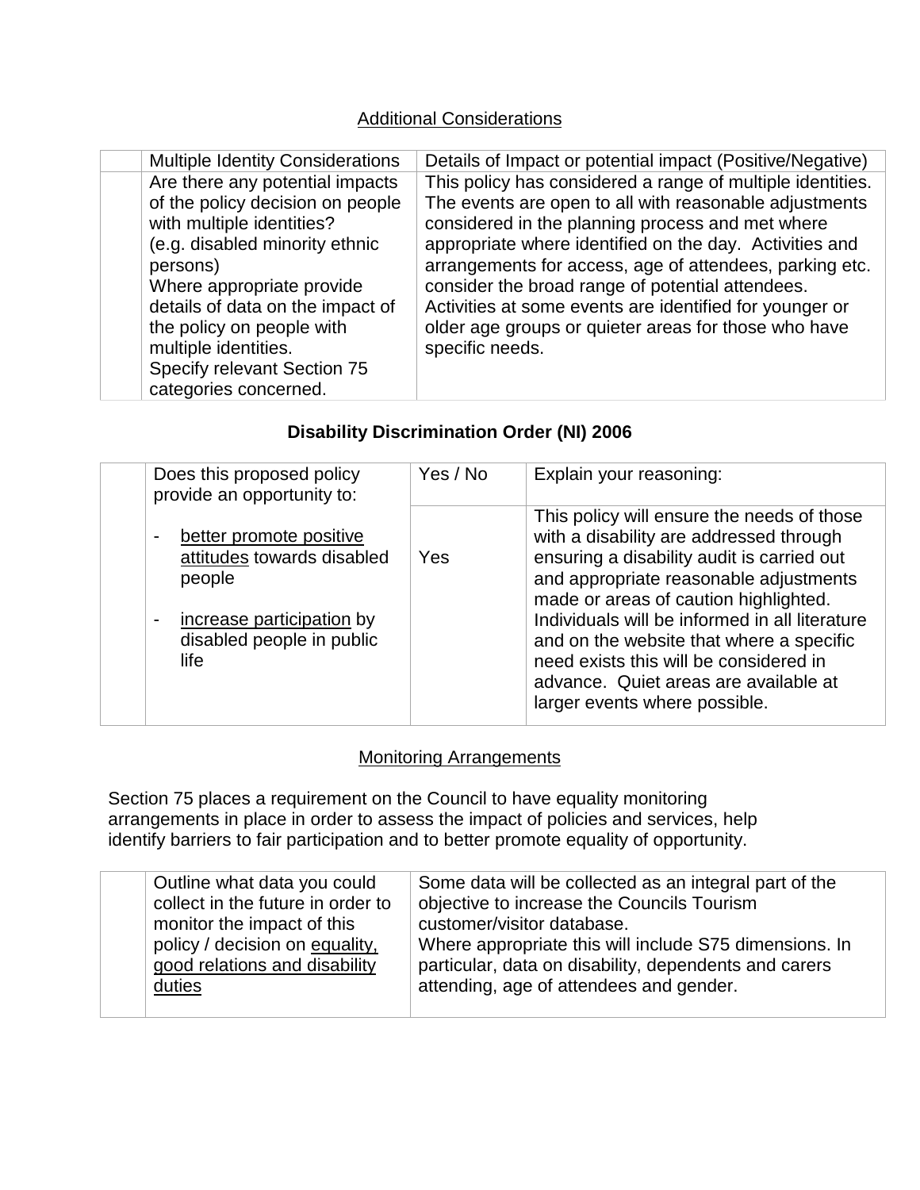## Additional Considerations

| | Multiple Identity Considerations | Details of Impact or potential impact (Positive/Negative) |
|---|---|---|
| | Are there any potential impacts of the policy decision on people with multiple identities?<br>(e.g. disabled minority ethnic persons)<br>Where appropriate provide details of data on the impact of the policy on people with multiple identities.<br>Specify relevant Section 75 categories concerned. | This policy has considered a range of multiple identities. The events are open to all with reasonable adjustments considered in the planning process and met where appropriate where identified on the day. Activities and arrangements for access, age of attendees, parking etc. consider the broad range of potential attendees. Activities at some events are identified for younger or older age groups or quieter areas for those who have specific needs. |

## **Disability Discrimination Order (NI) 2006**

| | Does this proposed policy provide an opportunity to: | Yes / No | Explain your reasoning: |
|---|---|---|---|
| | - <u>better promote positive attitudes</u> towards disabled people<br>- <u>increase participation</u> by disabled people in public life | Yes | This policy will ensure the needs of those with a disability are addressed through ensuring a disability audit is carried out and appropriate reasonable adjustments made or areas of caution highlighted. Individuals will be informed in all literature and on the website that where a specific need exists this will be considered in advance. Quiet areas are available at larger events where possible. |

## Monitoring Arrangements

Section 75 places a requirement on the Council to have equality monitoring arrangements in place in order to assess the impact of policies and services, help identify barriers to fair participation and to better promote equality of opportunity.

| | Outline what data you could collect in the future in order to monitor the impact of this policy / decision on <u>equality, good relations and disability duties</u> | Some data will be collected as an integral part of the objective to increase the Councils Tourism customer/visitor database.<br>Where appropriate this will include S75 dimensions. In particular, data on disability, dependents and carers attending, age of attendees and gender. |
|---|---|---|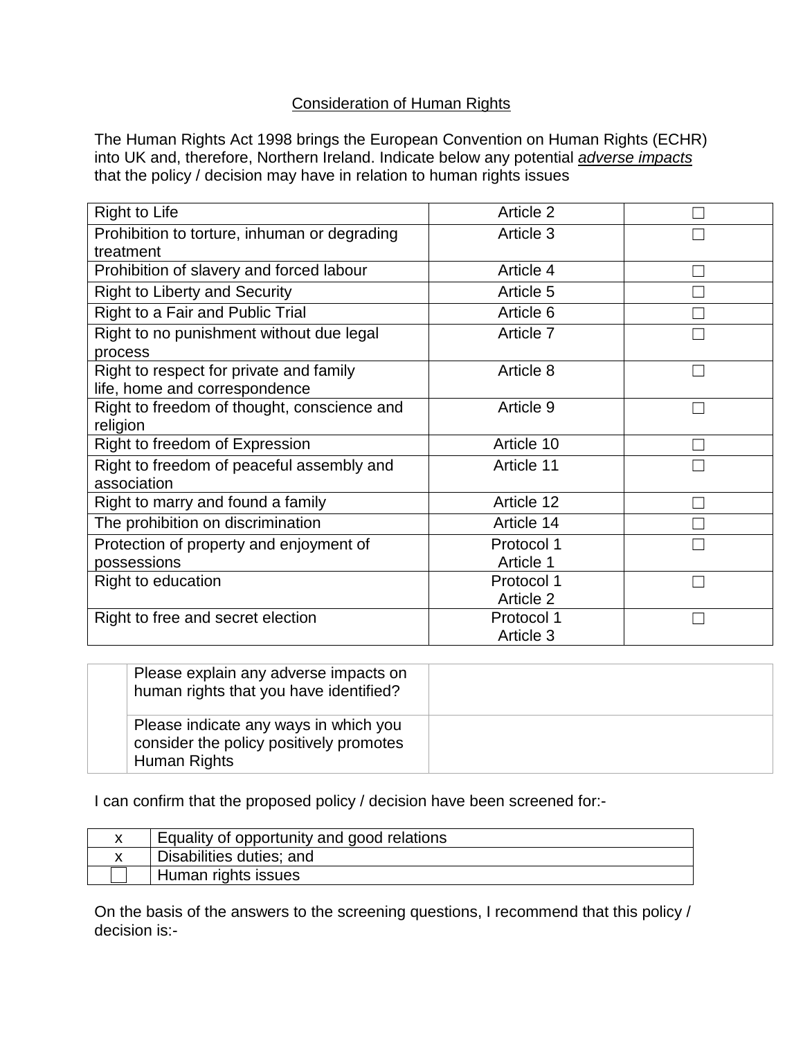Consideration of Human Rights

The Human Rights Act 1998 brings the European Convention on Human Rights (ECHR) into UK and, therefore, Northern Ireland. Indicate below any potential *adverse impacts* that the policy / decision may have in relation to human rights issues

| | | |
|---|---|---|
| Right to Life | Article 2 | ☐ |
| Prohibition to torture, inhuman or degrading treatment | Article 3 | ☐ |
| Prohibition of slavery and forced labour | Article 4 | ☐ |
| Right to Liberty and Security | Article 5 | ☐ |
| Right to a Fair and Public Trial | Article 6 | ☐ |
| Right to no punishment without due legal process | Article 7 | ☐ |
| Right to respect for private and family life, home and correspondence | Article 8 | ☐ |
| Right to freedom of thought, conscience and religion | Article 9 | ☐ |
| Right to freedom of Expression | Article 10 | ☐ |
| Right to freedom of peaceful assembly and association | Article 11 | ☐ |
| Right to marry and found a family | Article 12 | ☐ |
| The prohibition on discrimination | Article 14 | ☐ |
| Protection of property and enjoyment of possessions | Protocol 1 Article 1 | ☐ |
| Right to education | Protocol 1 Article 2 | ☐ |
| Right to free and secret election | Protocol 1 Article 3 | ☐ |

| | | |
|---|---|---|
| | Please explain any adverse impacts on human rights that you have identified? | |
| | Please indicate any ways in which you consider the policy positively promotes Human Rights | |

I can confirm that the proposed policy / decision have been screened for:-

| | |
|---|---|
| x | Equality of opportunity and good relations |
| x | Disabilities duties; and |
| ☐ | Human rights issues |

On the basis of the answers to the screening questions, I recommend that this policy / decision is:-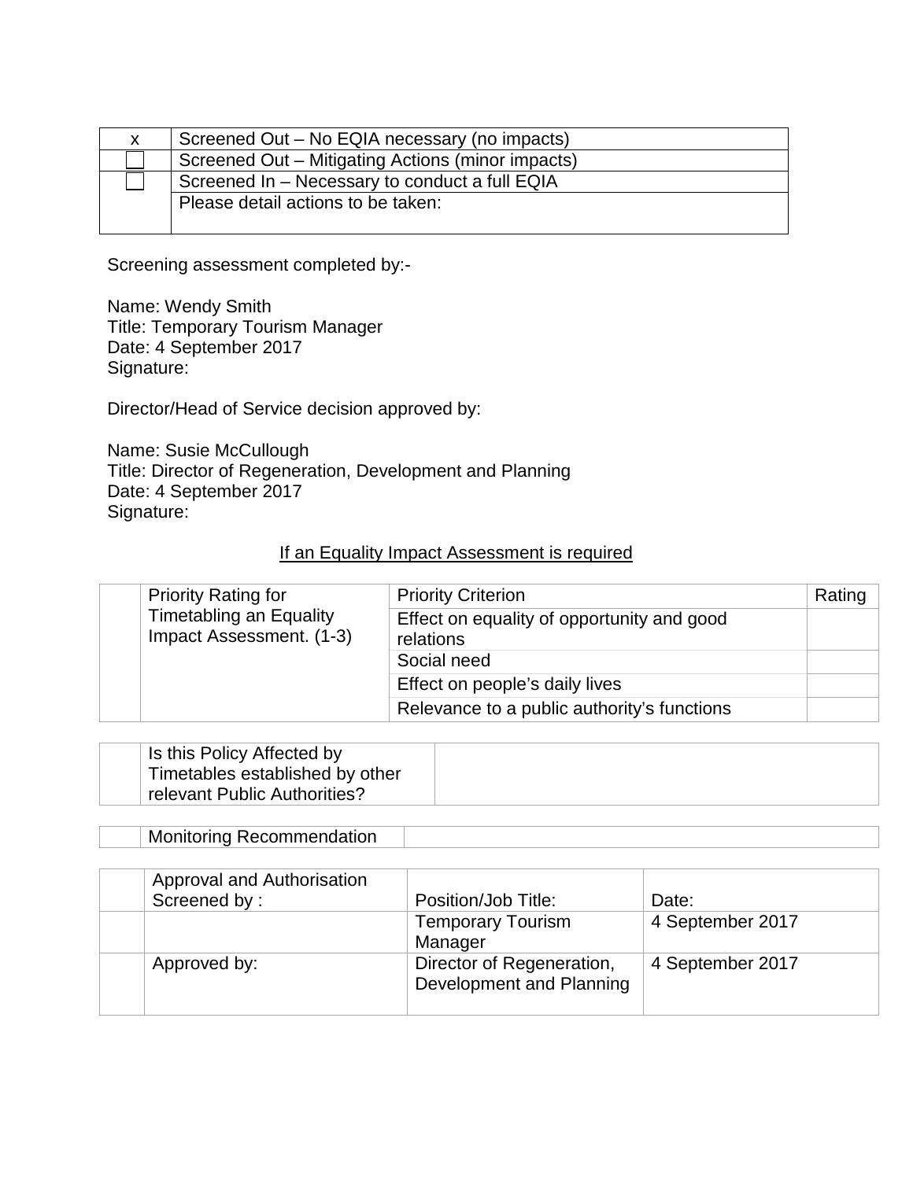| | |
|---|---|
| x | Screened Out – No EQIA necessary (no impacts) |
| ☐ | Screened Out – Mitigating Actions (minor impacts) |
| ☐ | Screened In – Necessary to conduct a full EQIA |
| | Please detail actions to be taken: |

Screening assessment completed by:-

Name: Wendy Smith
Title: Temporary Tourism Manager
Date: 4 September 2017
Signature:

Director/Head of Service decision approved by:

Name: Susie McCullough
Title: Director of Regeneration, Development and Planning
Date: 4 September 2017
Signature:

<u>If an Equality Impact Assessment is required</u>

| | | | |
|---|---|---|---|
| | Priority Rating for Timetabling an Equality Impact Assessment. (1-3) | Priority Criterion | Rating |
| | | Effect on equality of opportunity and good relations | |
| | | Social need | |
| | | Effect on people's daily lives | |
| | | Relevance to a public authority's functions | |

| | | |
|---|---|---|
| | Is this Policy Affected by Timetables established by other relevant Public Authorities? | |

| | | |
|---|---|---|
| | Monitoring Recommendation | |

| | | | |
|---|---|---|---|
| | Approval and Authorisation<br>Screened by : | Position/Job Title: | Date: |
| | | Temporary Tourism Manager | 4 September 2017 |
| | Approved by: | Director of Regeneration, Development and Planning | 4 September 2017 |